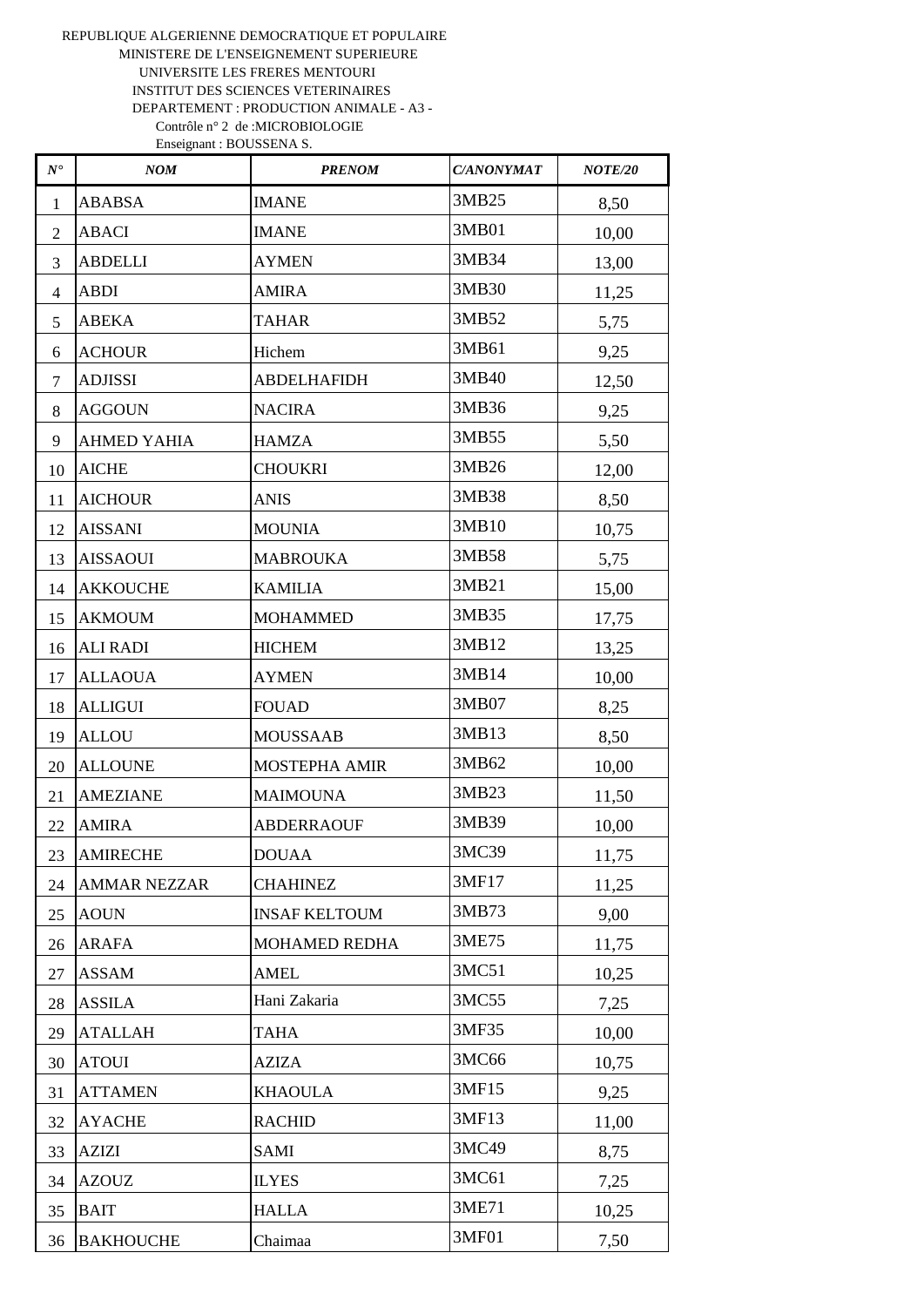REPUBLIQUE ALGERIENNE DEMOCRATIQUE ET POPULAIRE
MINISTERE DE L'ENSEIGNEMENT SUPERIEURE
UNIVERSITE LES FRERES MENTOURI
INSTITUT DES SCIENCES VETERINAIRES
DEPARTEMENT : PRODUCTION ANIMALE - A3 -
Contrôle n° 2 de :MICROBIOLOGIE
Enseignant : BOUSSENA S.

| *N°* | *NOM* | *PRENOM* | *C/ANONYMAT* | *NOTE/20* |
|---|---|---|---|---|
| 1 | ABABSA | IMANE | 3MB25 | 8,50 |
| 2 | ABACI | IMANE | 3MB01 | 10,00 |
| 3 | ABDELLI | AYMEN | 3MB34 | 13,00 |
| 4 | ABDI | AMIRA | 3MB30 | 11,25 |
| 5 | ABEKA | TAHAR | 3MB52 | 5,75 |
| 6 | ACHOUR | Hichem | 3MB61 | 9,25 |
| 7 | ADJISSI | ABDELHAFIDH | 3MB40 | 12,50 |
| 8 | AGGOUN | NACIRA | 3MB36 | 9,25 |
| 9 | AHMED YAHIA | HAMZA | 3MB55 | 5,50 |
| 10 | AICHE | CHOUKRI | 3MB26 | 12,00 |
| 11 | AICHOUR | ANIS | 3MB38 | 8,50 |
| 12 | AISSANI | MOUNIA | 3MB10 | 10,75 |
| 13 | AISSAOUI | MABROUKA | 3MB58 | 5,75 |
| 14 | AKKOUCHE | KAMILIA | 3MB21 | 15,00 |
| 15 | AKMOUM | MOHAMMED | 3MB35 | 17,75 |
| 16 | ALI RADI | HICHEM | 3MB12 | 13,25 |
| 17 | ALLAOUA | AYMEN | 3MB14 | 10,00 |
| 18 | ALLIGUI | FOUAD | 3MB07 | 8,25 |
| 19 | ALLOU | MOUSSAAB | 3MB13 | 8,50 |
| 20 | ALLOUNE | MOSTEPHA AMIR | 3MB62 | 10,00 |
| 21 | AMEZIANE | MAIMOUNA | 3MB23 | 11,50 |
| 22 | AMIRA | ABDERRAOUF | 3MB39 | 10,00 |
| 23 | AMIRECHE | DOUAA | 3MC39 | 11,75 |
| 24 | AMMAR NEZZAR | CHAHINEZ | 3MF17 | 11,25 |
| 25 | AOUN | INSAF KELTOUM | 3MB73 | 9,00 |
| 26 | ARAFA | MOHAMED REDHA | 3ME75 | 11,75 |
| 27 | ASSAM | AMEL | 3MC51 | 10,25 |
| 28 | ASSILA | Hani Zakaria | 3MC55 | 7,25 |
| 29 | ATALLAH | TAHA | 3MF35 | 10,00 |
| 30 | ATOUI | AZIZA | 3MC66 | 10,75 |
| 31 | ATTAMEN | KHAOULA | 3MF15 | 9,25 |
| 32 | AYACHE | RACHID | 3MF13 | 11,00 |
| 33 | AZIZI | SAMI | 3MC49 | 8,75 |
| 34 | AZOUZ | ILYES | 3MC61 | 7,25 |
| 35 | BAIT | HALLA | 3ME71 | 10,25 |
| 36 | BAKHOUCHE | Chaimaa | 3MF01 | 7,50 |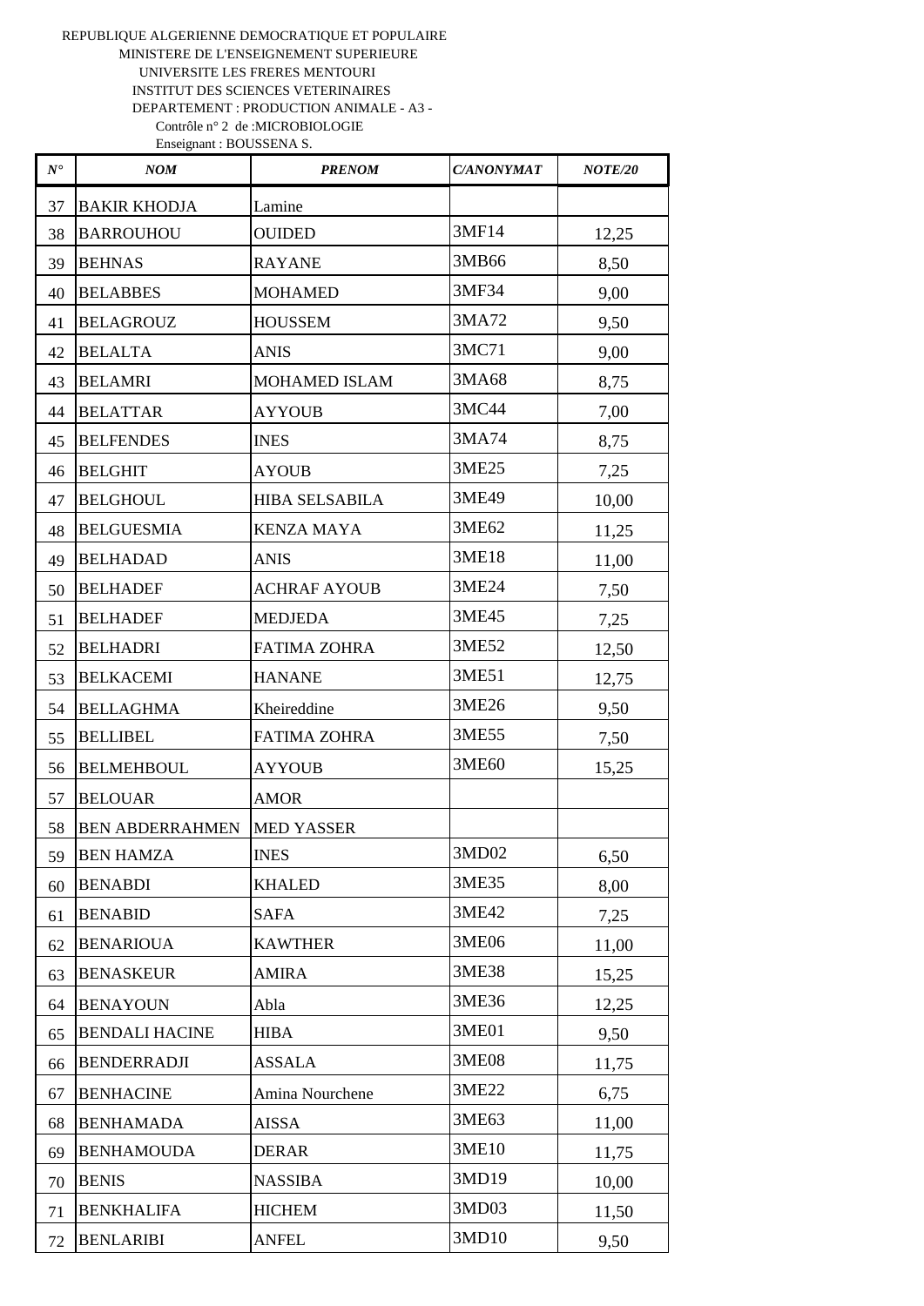REPUBLIQUE ALGERIENNE DEMOCRATIQUE ET POPULAIRE
MINISTERE DE L'ENSEIGNEMENT SUPERIEURE
UNIVERSITE LES FRERES MENTOURI
INSTITUT DES SCIENCES VETERINAIRES
DEPARTEMENT : PRODUCTION ANIMALE - A3 -
Contrôle n° 2 de :MICROBIOLOGIE
Enseignant : BOUSSENA S.

| *N°* | *NOM* | *PRENOM* | *C/ANONYMAT* | *NOTE/20* |
|---|---|---|---|---|
| 37 | BAKIR KHODJA | Lamine | | |
| 38 | BARROUHOU | OUIDED | 3MF14 | 12,25 |
| 39 | BEHNAS | RAYANE | 3MB66 | 8,50 |
| 40 | BELABBES | MOHAMED | 3MF34 | 9,00 |
| 41 | BELAGROUZ | HOUSSEM | 3MA72 | 9,50 |
| 42 | BELALTA | ANIS | 3MC71 | 9,00 |
| 43 | BELAMRI | MOHAMED ISLAM | 3MA68 | 8,75 |
| 44 | BELATTAR | AYYOUB | 3MC44 | 7,00 |
| 45 | BELFENDES | INES | 3MA74 | 8,75 |
| 46 | BELGHIT | AYOUB | 3ME25 | 7,25 |
| 47 | BELGHOUL | HIBA SELSABILA | 3ME49 | 10,00 |
| 48 | BELGUESMIA | KENZA MAYA | 3ME62 | 11,25 |
| 49 | BELHADAD | ANIS | 3ME18 | 11,00 |
| 50 | BELHADEF | ACHRAF AYOUB | 3ME24 | 7,50 |
| 51 | BELHADEF | MEDJEDA | 3ME45 | 7,25 |
| 52 | BELHADRI | FATIMA ZOHRA | 3ME52 | 12,50 |
| 53 | BELKACEMI | HANANE | 3ME51 | 12,75 |
| 54 | BELLAGHMA | Kheireddine | 3ME26 | 9,50 |
| 55 | BELLIBEL | FATIMA ZOHRA | 3ME55 | 7,50 |
| 56 | BELMEHBOUL | AYYOUB | 3ME60 | 15,25 |
| 57 | BELOUAR | AMOR | | |
| 58 | BEN ABDERRAHMEN | MED YASSER | | |
| 59 | BEN HAMZA | INES | 3MD02 | 6,50 |
| 60 | BENABDI | KHALED | 3ME35 | 8,00 |
| 61 | BENABID | SAFA | 3ME42 | 7,25 |
| 62 | BENARIOUA | KAWTHER | 3ME06 | 11,00 |
| 63 | BENASKEUR | AMIRA | 3ME38 | 15,25 |
| 64 | BENAYOUN | Abla | 3ME36 | 12,25 |
| 65 | BENDALI HACINE | HIBA | 3ME01 | 9,50 |
| 66 | BENDERRADJI | ASSALA | 3ME08 | 11,75 |
| 67 | BENHACINE | Amina Nourchene | 3ME22 | 6,75 |
| 68 | BENHAMADA | AISSA | 3ME63 | 11,00 |
| 69 | BENHAMOUDA | DERAR | 3ME10 | 11,75 |
| 70 | BENIS | NASSIBA | 3MD19 | 10,00 |
| 71 | BENKHALIFA | HICHEM | 3MD03 | 11,50 |
| 72 | BENLARIBI | ANFEL | 3MD10 | 9,50 |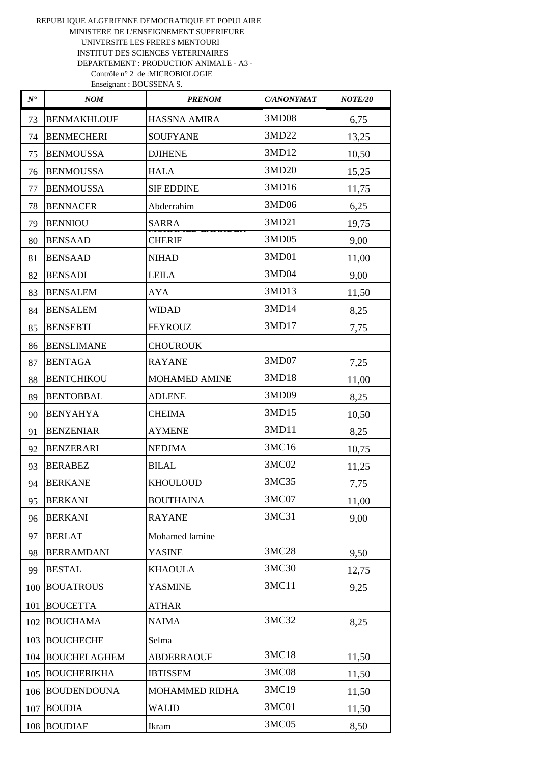REPUBLIQUE ALGERIENNE DEMOCRATIQUE ET POPULAIRE
MINISTERE DE L'ENSEIGNEMENT SUPERIEURE
UNIVERSITE LES FRERES MENTOURI
INSTITUT DES SCIENCES VETERINAIRES
DEPARTEMENT : PRODUCTION ANIMALE - A3 -
Contrôle n° 2 de :MICROBIOLOGIE
Enseignant : BOUSSENA S.

| *N°* | *NOM* | *PRENOM* | *C/ANONYMAT* | *NOTE/20* |
|---|---|---|---|---|
| 73 | BENMAKHLOUF | HASSNA AMIRA | 3MD08 | 6,75 |
| 74 | BENMECHERI | SOUFYANE | 3MD22 | 13,25 |
| 75 | BENMOUSSA | DJIHENE | 3MD12 | 10,50 |
| 76 | BENMOUSSA | HALA | 3MD20 | 15,25 |
| 77 | BENMOUSSA | SIF EDDINE | 3MD16 | 11,75 |
| 78 | BENNACER | Abderrahim | 3MD06 | 6,25 |
| 79 | BENNIOU | SARRA | 3MD21 | 19,75 |
| 80 | BENSAAD | MOHAMED LAKHDER CHERIF | 3MD05 | 9,00 |
| 81 | BENSAAD | NIHAD | 3MD01 | 11,00 |
| 82 | BENSADI | LEILA | 3MD04 | 9,00 |
| 83 | BENSALEM | AYA | 3MD13 | 11,50 |
| 84 | BENSALEM | WIDAD | 3MD14 | 8,25 |
| 85 | BENSEBTI | FEYROUZ | 3MD17 | 7,75 |
| 86 | BENSLIMANE | CHOUROUK | | |
| 87 | BENTAGA | RAYANE | 3MD07 | 7,25 |
| 88 | BENTCHIKOU | MOHAMED AMINE | 3MD18 | 11,00 |
| 89 | BENTOBBAL | ADLENE | 3MD09 | 8,25 |
| 90 | BENYAHYA | CHEIMA | 3MD15 | 10,50 |
| 91 | BENZENIAR | AYMENE | 3MD11 | 8,25 |
| 92 | BENZERARI | NEDJMA | 3MC16 | 10,75 |
| 93 | BERABEZ | BILAL | 3MC02 | 11,25 |
| 94 | BERKANE | KHOULOUD | 3MC35 | 7,75 |
| 95 | BERKANI | BOUTHAINA | 3MC07 | 11,00 |
| 96 | BERKANI | RAYANE | 3MC31 | 9,00 |
| 97 | BERLAT | Mohamed lamine | | |
| 98 | BERRAMDANI | YASINE | 3MC28 | 9,50 |
| 99 | BESTAL | KHAOULA | 3MC30 | 12,75 |
| 100 | BOUATROUS | YASMINE | 3MC11 | 9,25 |
| 101 | BOUCETTA | ATHAR | | |
| 102 | BOUCHAMA | NAIMA | 3MC32 | 8,25 |
| 103 | BOUCHECHE | Selma | | |
| 104 | BOUCHELAGHEM | ABDERRAOUF | 3MC18 | 11,50 |
| 105 | BOUCHERIKHA | IBTISSEM | 3MC08 | 11,50 |
| 106 | BOUDENDOUNA | MOHAMMED RIDHA | 3MC19 | 11,50 |
| 107 | BOUDIA | WALID | 3MC01 | 11,50 |
| 108 | BOUDIAF | Ikram | 3MC05 | 8,50 |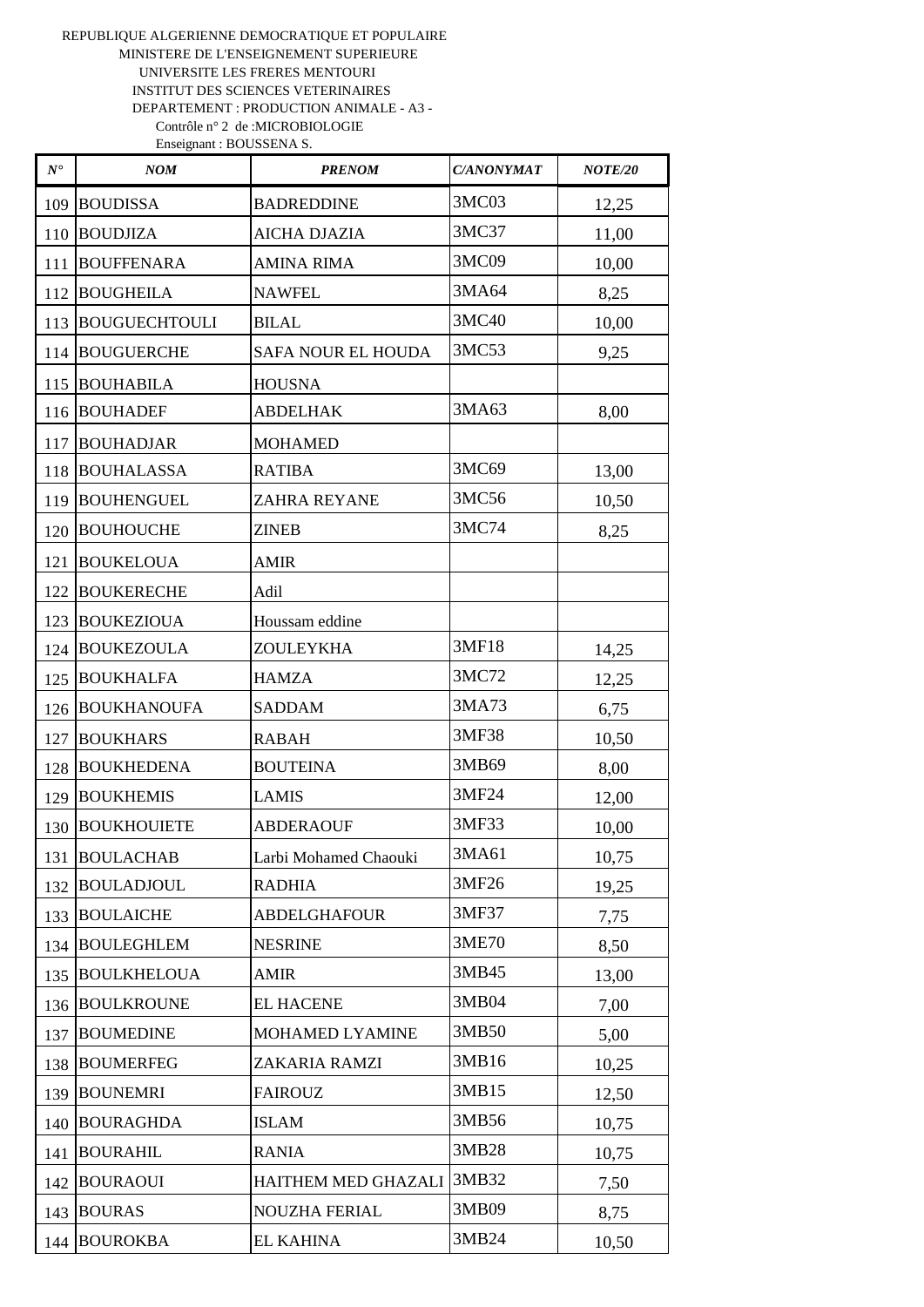REPUBLIQUE ALGERIENNE DEMOCRATIQUE ET POPULAIRE
MINISTERE DE L'ENSEIGNEMENT SUPERIEURE
UNIVERSITE LES FRERES MENTOURI
INSTITUT DES SCIENCES VETERINAIRES
DEPARTEMENT : PRODUCTION ANIMALE - A3 -
Contrôle n° 2 de :MICROBIOLOGIE
Enseignant : BOUSSENA S.

| *N°* | *NOM* | *PRENOM* | *C/ANONYMAT* | *NOTE/20* |
|---|---|---|---|---|
| 109 | BOUDISSA | BADREDDINE | 3MC03 | 12,25 |
| 110 | BOUDJIZA | AICHA DJAZIA | 3MC37 | 11,00 |
| 111 | BOUFFENARA | AMINA RIMA | 3MC09 | 10,00 |
| 112 | BOUGHEILA | NAWFEL | 3MA64 | 8,25 |
| 113 | BOUGUECHTOULI | BILAL | 3MC40 | 10,00 |
| 114 | BOUGUERCHE | SAFA NOUR EL HOUDA | 3MC53 | 9,25 |
| 115 | BOUHABILA | HOUSNA | | |
| 116 | BOUHADEF | ABDELHAK | 3MA63 | 8,00 |
| 117 | BOUHADJAR | MOHAMED | | |
| 118 | BOUHALASSA | RATIBA | 3MC69 | 13,00 |
| 119 | BOUHENGUEL | ZAHRA REYANE | 3MC56 | 10,50 |
| 120 | BOUHOUCHE | ZINEB | 3MC74 | 8,25 |
| 121 | BOUKELOUA | AMIR | | |
| 122 | BOUKERECHE | Adil | | |
| 123 | BOUKEZIOUA | Houssam eddine | | |
| 124 | BOUKEZOULA | ZOULEYKHA | 3MF18 | 14,25 |
| 125 | BOUKHALFA | HAMZA | 3MC72 | 12,25 |
| 126 | BOUKHANOUFA | SADDAM | 3MA73 | 6,75 |
| 127 | BOUKHARS | RABAH | 3MF38 | 10,50 |
| 128 | BOUKHEDENA | BOUTEINA | 3MB69 | 8,00 |
| 129 | BOUKHEMIS | LAMIS | 3MF24 | 12,00 |
| 130 | BOUKHOUIETE | ABDERAOUF | 3MF33 | 10,00 |
| 131 | BOULACHAB | Larbi Mohamed Chaouki | 3MA61 | 10,75 |
| 132 | BOULADJOUL | RADHIA | 3MF26 | 19,25 |
| 133 | BOULAICHE | ABDELGHAFOUR | 3MF37 | 7,75 |
| 134 | BOULEGHLEM | NESRINE | 3ME70 | 8,50 |
| 135 | BOULKHELOUA | AMIR | 3MB45 | 13,00 |
| 136 | BOULKROUNE | EL HACENE | 3MB04 | 7,00 |
| 137 | BOUMEDINE | MOHAMED LYAMINE | 3MB50 | 5,00 |
| 138 | BOUMERFEG | ZAKARIA RAMZI | 3MB16 | 10,25 |
| 139 | BOUNEMRI | FAIROUZ | 3MB15 | 12,50 |
| 140 | BOURAGHDA | ISLAM | 3MB56 | 10,75 |
| 141 | BOURAHIL | RANIA | 3MB28 | 10,75 |
| 142 | BOURAOUI | HAITHEM MED GHAZALI | 3MB32 | 7,50 |
| 143 | BOURAS | NOUZHA FERIAL | 3MB09 | 8,75 |
| 144 | BOUROKBA | EL KAHINA | 3MB24 | 10,50 |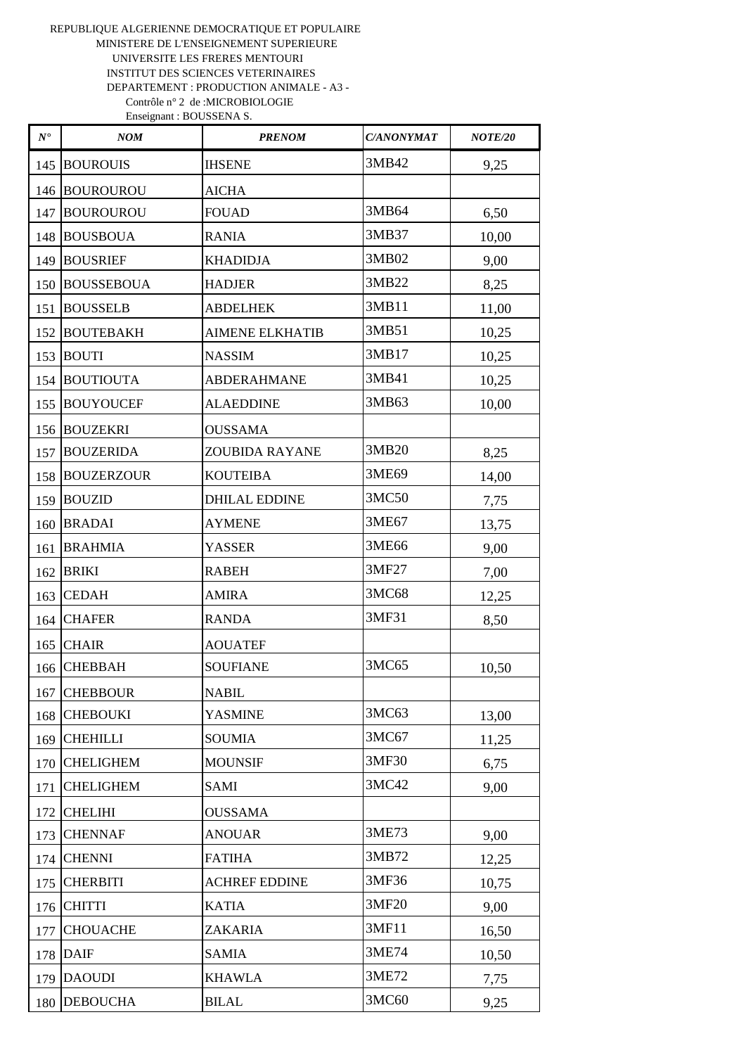REPUBLIQUE ALGERIENNE DEMOCRATIQUE ET POPULAIRE
MINISTERE DE L'ENSEIGNEMENT SUPERIEURE
UNIVERSITE LES FRERES MENTOURI
INSTITUT DES SCIENCES VETERINAIRES
DEPARTEMENT : PRODUCTION ANIMALE - A3 -
Contrôle n° 2 de :MICROBIOLOGIE
Enseignant : BOUSSENA S.

| *N°* | *NOM* | *PRENOM* | *C/ANONYMAT* | *NOTE/20* |
|---|---|---|---|---|
| 145 | BOUROUIS | IHSENE | 3MB42 | 9,25 |
| 146 | BOUROUROU | AICHA | | |
| 147 | BOUROUROU | FOUAD | 3MB64 | 6,50 |
| 148 | BOUSBOUA | RANIA | 3MB37 | 10,00 |
| 149 | BOUSRIEF | KHADIDJA | 3MB02 | 9,00 |
| 150 | BOUSSEBOUA | HADJER | 3MB22 | 8,25 |
| 151 | BOUSSELB | ABDELHEK | 3MB11 | 11,00 |
| 152 | BOUTEBAKH | AIMENE ELKHATIB | 3MB51 | 10,25 |
| 153 | BOUTI | NASSIM | 3MB17 | 10,25 |
| 154 | BOUTIOUTA | ABDERAHMANE | 3MB41 | 10,25 |
| 155 | BOUYOUCEF | ALAEDDINE | 3MB63 | 10,00 |
| 156 | BOUZEKRI | OUSSAMA | | |
| 157 | BOUZERIDA | ZOUBIDA RAYANE | 3MB20 | 8,25 |
| 158 | BOUZERZOUR | KOUTEIBA | 3ME69 | 14,00 |
| 159 | BOUZID | DHILAL EDDINE | 3MC50 | 7,75 |
| 160 | BRADAI | AYMENE | 3ME67 | 13,75 |
| 161 | BRAHMIA | YASSER | 3ME66 | 9,00 |
| 162 | BRIKI | RABEH | 3MF27 | 7,00 |
| 163 | CEDAH | AMIRA | 3MC68 | 12,25 |
| 164 | CHAFER | RANDA | 3MF31 | 8,50 |
| 165 | CHAIR | AOUATEF | | |
| 166 | CHEBBAH | SOUFIANE | 3MC65 | 10,50 |
| 167 | CHEBBOUR | NABIL | | |
| 168 | CHEBOUKI | YASMINE | 3MC63 | 13,00 |
| 169 | CHEHILLI | SOUMIA | 3MC67 | 11,25 |
| 170 | CHELIGHEM | MOUNSIF | 3MF30 | 6,75 |
| 171 | CHELIGHEM | SAMI | 3MC42 | 9,00 |
| 172 | CHELIHI | OUSSAMA | | |
| 173 | CHENNAF | ANOUAR | 3ME73 | 9,00 |
| 174 | CHENNI | FATIHA | 3MB72 | 12,25 |
| 175 | CHERBITI | ACHREF EDDINE | 3MF36 | 10,75 |
| 176 | CHITTI | KATIA | 3MF20 | 9,00 |
| 177 | CHOUACHE | ZAKARIA | 3MF11 | 16,50 |
| 178 | DAIF | SAMIA | 3ME74 | 10,50 |
| 179 | DAOUDI | KHAWLA | 3ME72 | 7,75 |
| 180 | DEBOUCHA | BILAL | 3MC60 | 9,25 |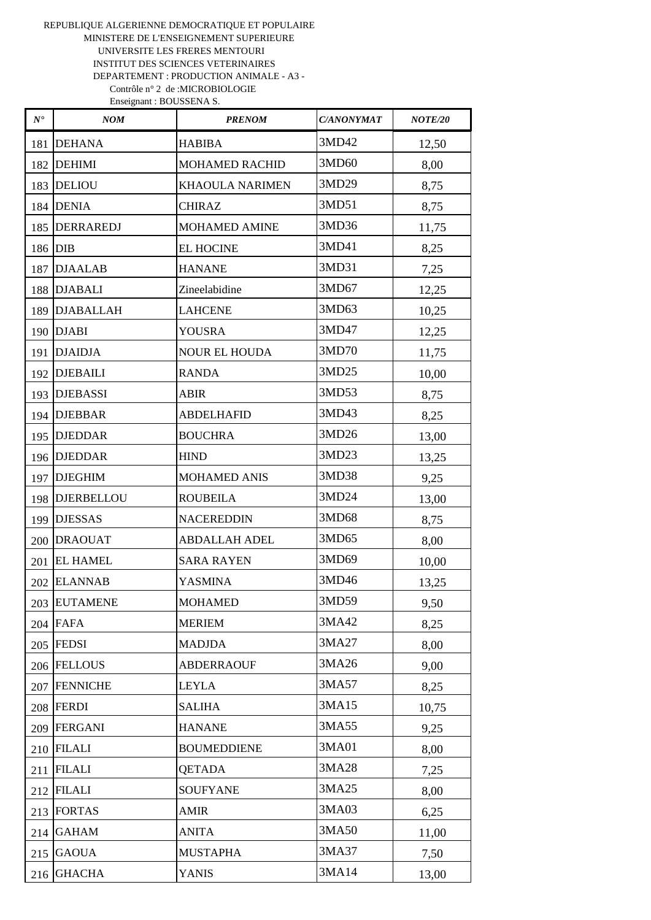REPUBLIQUE ALGERIENNE DEMOCRATIQUE ET POPULAIRE
MINISTERE DE L'ENSEIGNEMENT SUPERIEURE
UNIVERSITE LES FRERES MENTOURI
INSTITUT DES SCIENCES VETERINAIRES
DEPARTEMENT : PRODUCTION ANIMALE - A3 -
Contrôle n° 2 de :MICROBIOLOGIE
Enseignant : BOUSSENA S.

| *N°* | *NOM* | *PRENOM* | *C/ANONYMAT* | *NOTE/20* |
|---|---|---|---|---|
| 181 | DEHANA | HABIBA | 3MD42 | 12,50 |
| 182 | DEHIMI | MOHAMED RACHID | 3MD60 | 8,00 |
| 183 | DELIOU | KHAOULA NARIMEN | 3MD29 | 8,75 |
| 184 | DENIA | CHIRAZ | 3MD51 | 8,75 |
| 185 | DERRAREDJ | MOHAMED AMINE | 3MD36 | 11,75 |
| 186 | DIB | EL HOCINE | 3MD41 | 8,25 |
| 187 | DJAALAB | HANANE | 3MD31 | 7,25 |
| 188 | DJABALI | Zineelabidine | 3MD67 | 12,25 |
| 189 | DJABALLAH | LAHCENE | 3MD63 | 10,25 |
| 190 | DJABI | YOUSRA | 3MD47 | 12,25 |
| 191 | DJAIDJA | NOUR EL HOUDA | 3MD70 | 11,75 |
| 192 | DJEBAILI | RANDA | 3MD25 | 10,00 |
| 193 | DJEBASSI | ABIR | 3MD53 | 8,75 |
| 194 | DJEBBAR | ABDELHAFID | 3MD43 | 8,25 |
| 195 | DJEDDAR | BOUCHRA | 3MD26 | 13,00 |
| 196 | DJEDDAR | HIND | 3MD23 | 13,25 |
| 197 | DJEGHIM | MOHAMED ANIS | 3MD38 | 9,25 |
| 198 | DJERBELLOU | ROUBEILA | 3MD24 | 13,00 |
| 199 | DJESSAS | NACEREDDIN | 3MD68 | 8,75 |
| 200 | DRAOUAT | ABDALLAH ADEL | 3MD65 | 8,00 |
| 201 | EL HAMEL | SARA RAYEN | 3MD69 | 10,00 |
| 202 | ELANNAB | YASMINA | 3MD46 | 13,25 |
| 203 | EUTAMENE | MOHAMED | 3MD59 | 9,50 |
| 204 | FAFA | MERIEM | 3MA42 | 8,25 |
| 205 | FEDSI | MADJDA | 3MA27 | 8,00 |
| 206 | FELLOUS | ABDERRAOUF | 3MA26 | 9,00 |
| 207 | FENNICHE | LEYLA | 3MA57 | 8,25 |
| 208 | FERDI | SALIHA | 3MA15 | 10,75 |
| 209 | FERGANI | HANANE | 3MA55 | 9,25 |
| 210 | FILALI | BOUMEDDIENE | 3MA01 | 8,00 |
| 211 | FILALI | QETADA | 3MA28 | 7,25 |
| 212 | FILALI | SOUFYANE | 3MA25 | 8,00 |
| 213 | FORTAS | AMIR | 3MA03 | 6,25 |
| 214 | GAHAM | ANITA | 3MA50 | 11,00 |
| 215 | GAOUA | MUSTAPHA | 3MA37 | 7,50 |
| 216 | GHACHA | YANIS | 3MA14 | 13,00 |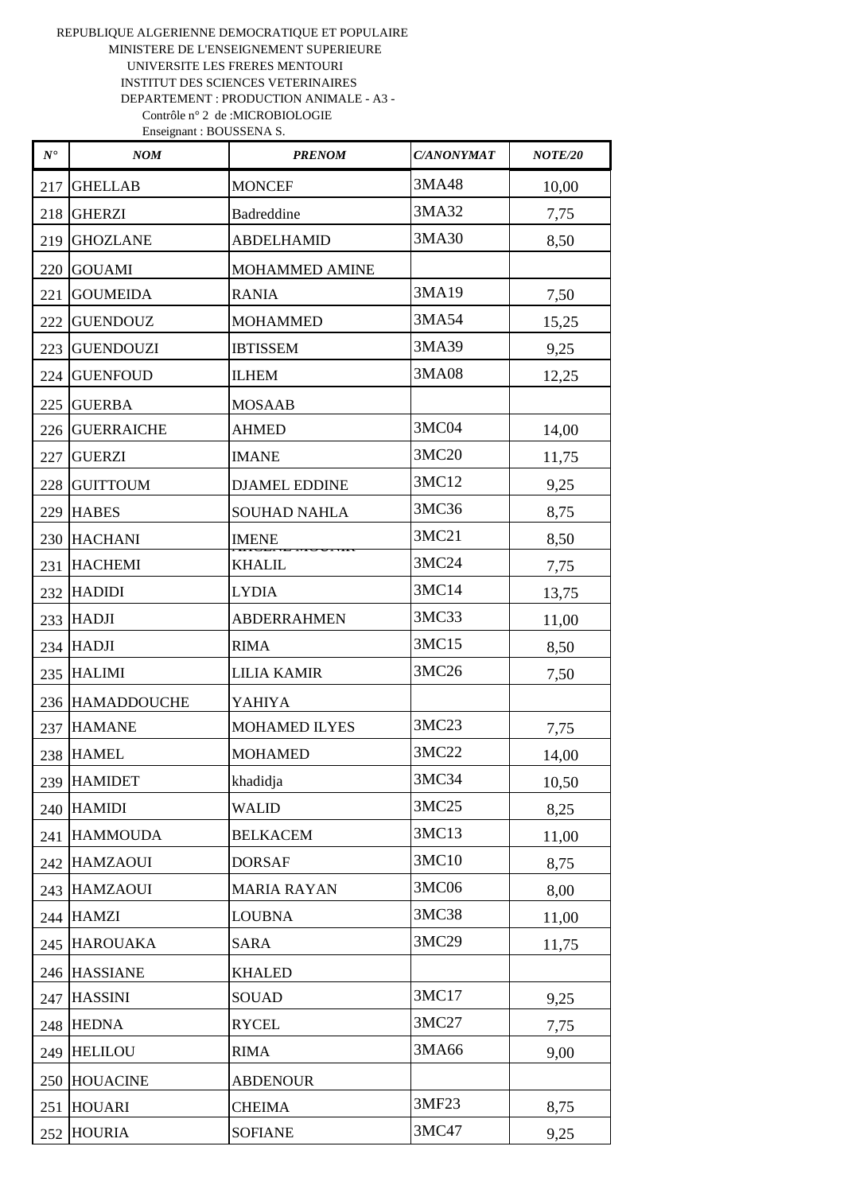REPUBLIQUE ALGERIENNE DEMOCRATIQUE ET POPULAIRE
MINISTERE DE L'ENSEIGNEMENT SUPERIEURE
UNIVERSITE LES FRERES MENTOURI
INSTITUT DES SCIENCES VETERINAIRES
DEPARTEMENT : PRODUCTION ANIMALE - A3 -
Contrôle n° 2 de :MICROBIOLOGIE
Enseignant : BOUSSENA S.

| N° | NOM | PRENOM | C/ANONYMAT | NOTE/20 |
|---|---|---|---|---|
| 217 | GHELLAB | MONCEF | 3MA48 | 10,00 |
| 218 | GHERZI | Badreddine | 3MA32 | 7,75 |
| 219 | GHOZLANE | ABDELHAMID | 3MA30 | 8,50 |
| 220 | GOUAMI | MOHAMMED AMINE | | |
| 221 | GOUMEIDA | RANIA | 3MA19 | 7,50 |
| 222 | GUENDOUZ | MOHAMMED | 3MA54 | 15,25 |
| 223 | GUENDOUZI | IBTISSEM | 3MA39 | 9,25 |
| 224 | GUENFOUD | ILHEM | 3MA08 | 12,25 |
| 225 | GUERBA | MOSAAB | | |
| 226 | GUERRAICHE | AHMED | 3MC04 | 14,00 |
| 227 | GUERZI | IMANE | 3MC20 | 11,75 |
| 228 | GUITTOUM | DJAMEL EDDINE | 3MC12 | 9,25 |
| 229 | HABES | SOUHAD NAHLA | 3MC36 | 8,75 |
| 230 | HACHANI | IMENE | 3MC21 | 8,50 |
| 231 | HACHEMI | KHALIL | 3MC24 | 7,75 |
| 232 | HADIDI | LYDIA | 3MC14 | 13,75 |
| 233 | HADJI | ABDERRAHMEN | 3MC33 | 11,00 |
| 234 | HADJI | RIMA | 3MC15 | 8,50 |
| 235 | HALIMI | LILIA KAMIR | 3MC26 | 7,50 |
| 236 | HAMADDOUCHE | YAHIYA | | |
| 237 | HAMANE | MOHAMED ILYES | 3MC23 | 7,75 |
| 238 | HAMEL | MOHAMED | 3MC22 | 14,00 |
| 239 | HAMIDET | khadidja | 3MC34 | 10,50 |
| 240 | HAMIDI | WALID | 3MC25 | 8,25 |
| 241 | HAMMOUDA | BELKACEM | 3MC13 | 11,00 |
| 242 | HAMZAOUI | DORSAF | 3MC10 | 8,75 |
| 243 | HAMZAOUI | MARIA RAYAN | 3MC06 | 8,00 |
| 244 | HAMZI | LOUBNA | 3MC38 | 11,00 |
| 245 | HAROUAKA | SARA | 3MC29 | 11,75 |
| 246 | HASSIANE | KHALED | | |
| 247 | HASSINI | SOUAD | 3MC17 | 9,25 |
| 248 | HEDNA | RYCEL | 3MC27 | 7,75 |
| 249 | HELILOU | RIMA | 3MA66 | 9,00 |
| 250 | HOUACINE | ABDENOUR | | |
| 251 | HOUARI | CHEIMA | 3MF23 | 8,75 |
| 252 | HOURIA | SOFIANE | 3MC47 | 9,25 |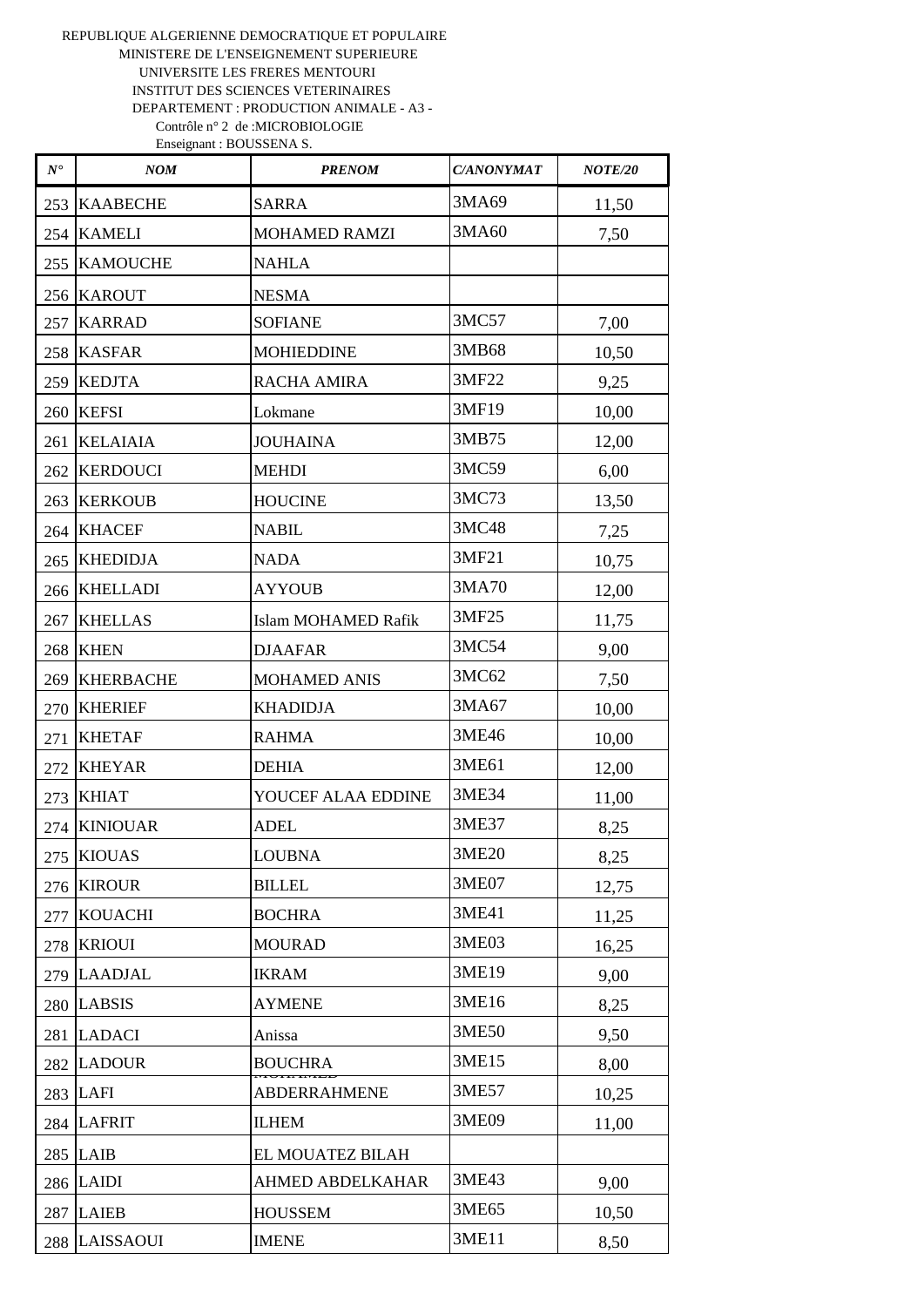REPUBLIQUE ALGERIENNE DEMOCRATIQUE ET POPULAIRE
MINISTERE DE L'ENSEIGNEMENT SUPERIEURE
UNIVERSITE LES FRERES MENTOURI
INSTITUT DES SCIENCES VETERINAIRES
DEPARTEMENT : PRODUCTION ANIMALE - A3 -
Contrôle n° 2 de :MICROBIOLOGIE
Enseignant : BOUSSENA S.

| *N°* | *NOM* | *PRENOM* | *C/ANONYMAT* | *NOTE/20* |
|---|---|---|---|---|
| 253 | KAABECHE | SARRA | 3MA69 | 11,50 |
| 254 | KAMELI | MOHAMED RAMZI | 3MA60 | 7,50 |
| 255 | KAMOUCHE | NAHLA | | |
| 256 | KAROUT | NESMA | | |
| 257 | KARRAD | SOFIANE | 3MC57 | 7,00 |
| 258 | KASFAR | MOHIEDDINE | 3MB68 | 10,50 |
| 259 | KEDJTA | RACHA AMIRA | 3MF22 | 9,25 |
| 260 | KEFSI | Lokmane | 3MF19 | 10,00 |
| 261 | KELAIAIA | JOUHAINA | 3MB75 | 12,00 |
| 262 | KERDOUCI | MEHDI | 3MC59 | 6,00 |
| 263 | KERKOUB | HOUCINE | 3MC73 | 13,50 |
| 264 | KHACEF | NABIL | 3MC48 | 7,25 |
| 265 | KHEDIDJA | NADA | 3MF21 | 10,75 |
| 266 | KHELLADI | AYYOUB | 3MA70 | 12,00 |
| 267 | KHELLAS | Islam MOHAMED Rafik | 3MF25 | 11,75 |
| 268 | KHEN | DJAAFAR | 3MC54 | 9,00 |
| 269 | KHERBACHE | MOHAMED ANIS | 3MC62 | 7,50 |
| 270 | KHERIEF | KHADIDJA | 3MA67 | 10,00 |
| 271 | KHETAF | RAHMA | 3ME46 | 10,00 |
| 272 | KHEYAR | DEHIA | 3ME61 | 12,00 |
| 273 | KHIAT | YOUCEF ALAA EDDINE | 3ME34 | 11,00 |
| 274 | KINIOUAR | ADEL | 3ME37 | 8,25 |
| 275 | KIOUAS | LOUBNA | 3ME20 | 8,25 |
| 276 | KIROUR | BILLEL | 3ME07 | 12,75 |
| 277 | KOUACHI | BOCHRA | 3ME41 | 11,25 |
| 278 | KRIOUI | MOURAD | 3ME03 | 16,25 |
| 279 | LAADJAL | IKRAM | 3ME19 | 9,00 |
| 280 | LABSIS | AYMENE | 3ME16 | 8,25 |
| 281 | LADACI | Anissa | 3ME50 | 9,50 |
| 282 | LADOUR | BOUCHRA | 3ME15 | 8,00 |
| 283 | LAFI | MOHAMED ABDERRAHMENE | 3ME57 | 10,25 |
| 284 | LAFRIT | ILHEM | 3ME09 | 11,00 |
| 285 | LAIB | EL MOUATEZ BILAH | | |
| 286 | LAIDI | AHMED ABDELKAHAR | 3ME43 | 9,00 |
| 287 | LAIEB | HOUSSEM | 3ME65 | 10,50 |
| 288 | LAISSAOUI | IMENE | 3ME11 | 8,50 |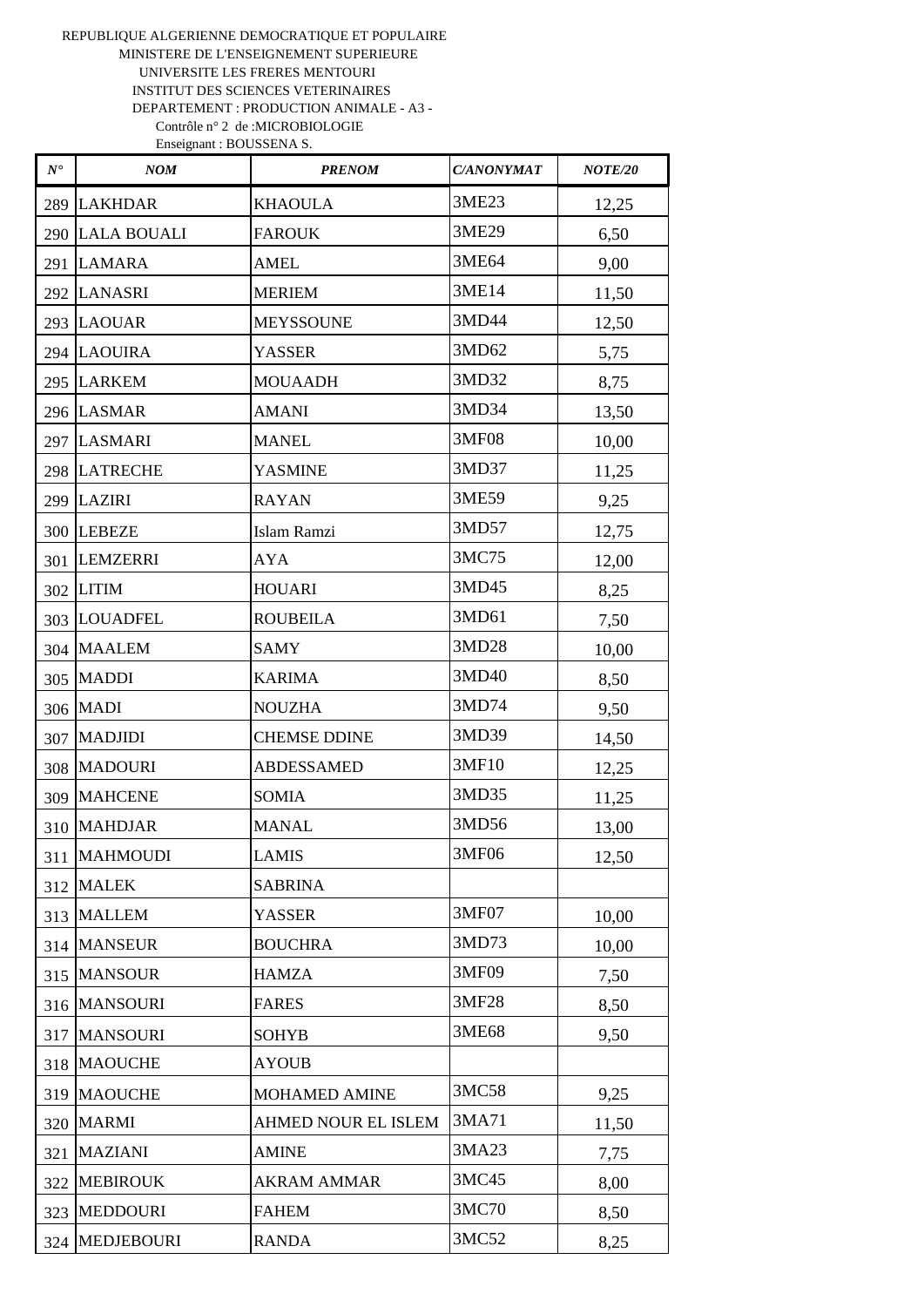REPUBLIQUE ALGERIENNE DEMOCRATIQUE ET POPULAIRE
MINISTERE DE L'ENSEIGNEMENT SUPERIEURE
UNIVERSITE LES FRERES MENTOURI
INSTITUT DES SCIENCES VETERINAIRES
DEPARTEMENT : PRODUCTION ANIMALE - A3 -
Contrôle n° 2 de :MICROBIOLOGIE
Enseignant : BOUSSENA S.

| *N°* | *NOM* | *PRENOM* | *C/ANONYMAT* | *NOTE/20* |
|---|---|---|---|---|
| 289 | LAKHDAR | KHAOULA | 3ME23 | 12,25 |
| 290 | LALA BOUALI | FAROUK | 3ME29 | 6,50 |
| 291 | LAMARA | AMEL | 3ME64 | 9,00 |
| 292 | LANASRI | MERIEM | 3ME14 | 11,50 |
| 293 | LAOUAR | MEYSSOUNE | 3MD44 | 12,50 |
| 294 | LAOUIRA | YASSER | 3MD62 | 5,75 |
| 295 | LARKEM | MOUAADH | 3MD32 | 8,75 |
| 296 | LASMAR | AMANI | 3MD34 | 13,50 |
| 297 | LASMARI | MANEL | 3MF08 | 10,00 |
| 298 | LATRECHE | YASMINE | 3MD37 | 11,25 |
| 299 | LAZIRI | RAYAN | 3ME59 | 9,25 |
| 300 | LEBEZE | Islam Ramzi | 3MD57 | 12,75 |
| 301 | LEMZERRI | AYA | 3MC75 | 12,00 |
| 302 | LITIM | HOUARI | 3MD45 | 8,25 |
| 303 | LOUADFEL | ROUBEILA | 3MD61 | 7,50 |
| 304 | MAALEM | SAMY | 3MD28 | 10,00 |
| 305 | MADDI | KARIMA | 3MD40 | 8,50 |
| 306 | MADI | NOUZHA | 3MD74 | 9,50 |
| 307 | MADJIDI | CHEMSE DDINE | 3MD39 | 14,50 |
| 308 | MADOURI | ABDESSAMED | 3MF10 | 12,25 |
| 309 | MAHCENE | SOMIA | 3MD35 | 11,25 |
| 310 | MAHDJAR | MANAL | 3MD56 | 13,00 |
| 311 | MAHMOUDI | LAMIS | 3MF06 | 12,50 |
| 312 | MALEK | SABRINA | | |
| 313 | MALLEM | YASSER | 3MF07 | 10,00 |
| 314 | MANSEUR | BOUCHRA | 3MD73 | 10,00 |
| 315 | MANSOUR | HAMZA | 3MF09 | 7,50 |
| 316 | MANSOURI | FARES | 3MF28 | 8,50 |
| 317 | MANSOURI | SOHYB | 3ME68 | 9,50 |
| 318 | MAOUCHE | AYOUB | | |
| 319 | MAOUCHE | MOHAMED AMINE | 3MC58 | 9,25 |
| 320 | MARMI | AHMED NOUR EL ISLEM | 3MA71 | 11,50 |
| 321 | MAZIANI | AMINE | 3MA23 | 7,75 |
| 322 | MEBIROUK | AKRAM AMMAR | 3MC45 | 8,00 |
| 323 | MEDDOURI | FAHEM | 3MC70 | 8,50 |
| 324 | MEDJEBOURI | RANDA | 3MC52 | 8,25 |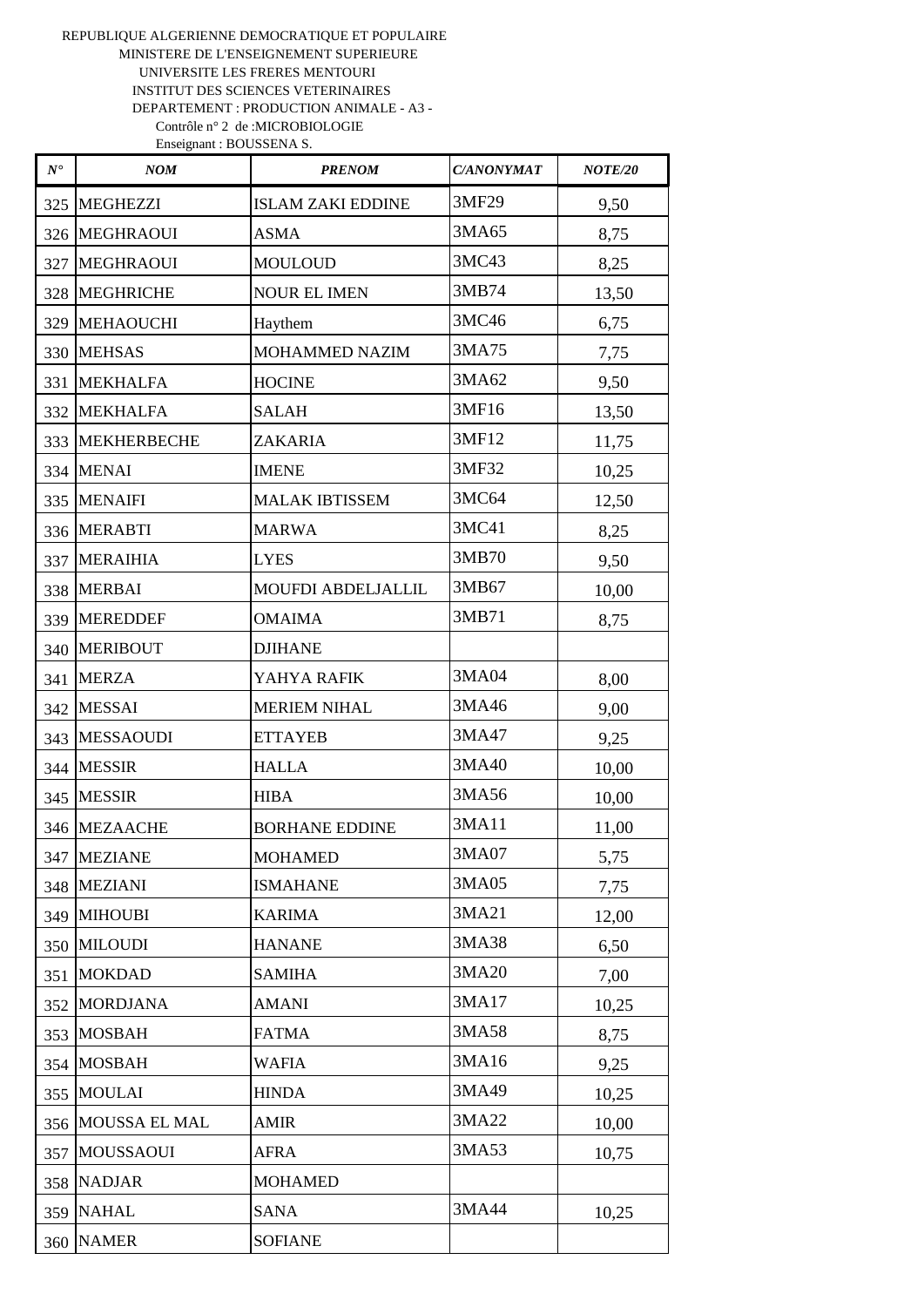REPUBLIQUE ALGERIENNE DEMOCRATIQUE ET POPULAIRE
MINISTERE DE L'ENSEIGNEMENT SUPERIEURE
UNIVERSITE LES FRERES MENTOURI
INSTITUT DES SCIENCES VETERINAIRES
DEPARTEMENT : PRODUCTION ANIMALE - A3 -
Contrôle n° 2 de :MICROBIOLOGIE
Enseignant : BOUSSENA S.

| *N°* | *NOM* | *PRENOM* | *C/ANONYMAT* | *NOTE/20* |
|---|---|---|---|---|
| 325 | MEGHEZZI | ISLAM ZAKI EDDINE | 3MF29 | 9,50 |
| 326 | MEGHRAOUI | ASMA | 3MA65 | 8,75 |
| 327 | MEGHRAOUI | MOULOUD | 3MC43 | 8,25 |
| 328 | MEGHRICHE | NOUR EL IMEN | 3MB74 | 13,50 |
| 329 | MEHAOUCHI | Haythem | 3MC46 | 6,75 |
| 330 | MEHSAS | MOHAMMED NAZIM | 3MA75 | 7,75 |
| 331 | MEKHALFA | HOCINE | 3MA62 | 9,50 |
| 332 | MEKHALFA | SALAH | 3MF16 | 13,50 |
| 333 | MEKHERBECHE | ZAKARIA | 3MF12 | 11,75 |
| 334 | MENAI | IMENE | 3MF32 | 10,25 |
| 335 | MENAIFI | MALAK IBTISSEM | 3MC64 | 12,50 |
| 336 | MERABTI | MARWA | 3MC41 | 8,25 |
| 337 | MERAIHIA | LYES | 3MB70 | 9,50 |
| 338 | MERBAI | MOUFDI ABDELJALLIL | 3MB67 | 10,00 |
| 339 | MEREDDEF | OMAIMA | 3MB71 | 8,75 |
| 340 | MERIBOUT | DJIHANE | | |
| 341 | MERZA | YAHYA RAFIK | 3MA04 | 8,00 |
| 342 | MESSAI | MERIEM NIHAL | 3MA46 | 9,00 |
| 343 | MESSAOUDI | ETTAYEB | 3MA47 | 9,25 |
| 344 | MESSIR | HALLA | 3MA40 | 10,00 |
| 345 | MESSIR | HIBA | 3MA56 | 10,00 |
| 346 | MEZAACHE | BORHANE EDDINE | 3MA11 | 11,00 |
| 347 | MEZIANE | MOHAMED | 3MA07 | 5,75 |
| 348 | MEZIANI | ISMAHANE | 3MA05 | 7,75 |
| 349 | MIHOUBI | KARIMA | 3MA21 | 12,00 |
| 350 | MILOUDI | HANANE | 3MA38 | 6,50 |
| 351 | MOKDAD | SAMIHA | 3MA20 | 7,00 |
| 352 | MORDJANA | AMANI | 3MA17 | 10,25 |
| 353 | MOSBAH | FATMA | 3MA58 | 8,75 |
| 354 | MOSBAH | WAFIA | 3MA16 | 9,25 |
| 355 | MOULAI | HINDA | 3MA49 | 10,25 |
| 356 | MOUSSA EL MAL | AMIR | 3MA22 | 10,00 |
| 357 | MOUSSAOUI | AFRA | 3MA53 | 10,75 |
| 358 | NADJAR | MOHAMED | | |
| 359 | NAHAL | SANA | 3MA44 | 10,25 |
| 360 | NAMER | SOFIANE | | |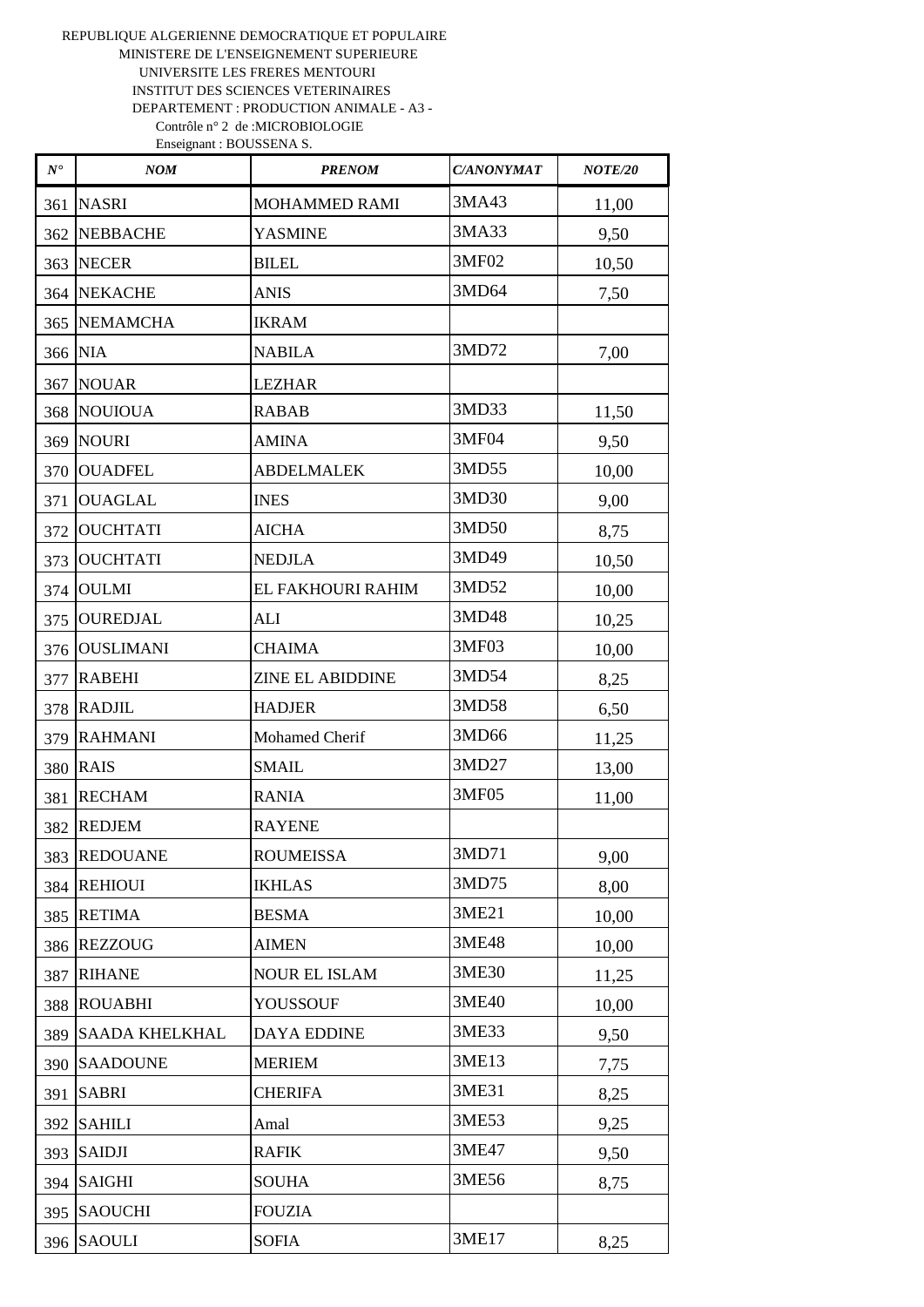REPUBLIQUE ALGERIENNE DEMOCRATIQUE ET POPULAIRE
MINISTERE DE L'ENSEIGNEMENT SUPERIEURE
UNIVERSITE LES FRERES MENTOURI
INSTITUT DES SCIENCES VETERINAIRES
DEPARTEMENT : PRODUCTION ANIMALE - A3 -
Contrôle n° 2 de :MICROBIOLOGIE
Enseignant : BOUSSENA S.

| *N°* | *NOM* | *PRENOM* | *C/ANONYMAT* | *NOTE/20* |
|---|---|---|---|---|
| 361 | NASRI | MOHAMMED RAMI | 3MA43 | 11,00 |
| 362 | NEBBACHE | YASMINE | 3MA33 | 9,50 |
| 363 | NECER | BILEL | 3MF02 | 10,50 |
| 364 | NEKACHE | ANIS | 3MD64 | 7,50 |
| 365 | NEMAMCHA | IKRAM | | |
| 366 | NIA | NABILA | 3MD72 | 7,00 |
| 367 | NOUAR | LEZHAR | | |
| 368 | NOUIOUA | RABAB | 3MD33 | 11,50 |
| 369 | NOURI | AMINA | 3MF04 | 9,50 |
| 370 | OUADFEL | ABDELMALEK | 3MD55 | 10,00 |
| 371 | OUAGLAL | INES | 3MD30 | 9,00 |
| 372 | OUCHTATI | AICHA | 3MD50 | 8,75 |
| 373 | OUCHTATI | NEDJLA | 3MD49 | 10,50 |
| 374 | OULMI | EL FAKHOURI RAHIM | 3MD52 | 10,00 |
| 375 | OUREDJAL | ALI | 3MD48 | 10,25 |
| 376 | OUSLIMANI | CHAIMA | 3MF03 | 10,00 |
| 377 | RABEHI | ZINE EL ABIDDINE | 3MD54 | 8,25 |
| 378 | RADJIL | HADJER | 3MD58 | 6,50 |
| 379 | RAHMANI | Mohamed Cherif | 3MD66 | 11,25 |
| 380 | RAIS | SMAIL | 3MD27 | 13,00 |
| 381 | RECHAM | RANIA | 3MF05 | 11,00 |
| 382 | REDJEM | RAYENE | | |
| 383 | REDOUANE | ROUMEISSA | 3MD71 | 9,00 |
| 384 | REHIOUI | IKHLAS | 3MD75 | 8,00 |
| 385 | RETIMA | BESMA | 3ME21 | 10,00 |
| 386 | REZZOUG | AIMEN | 3ME48 | 10,00 |
| 387 | RIHANE | NOUR EL ISLAM | 3ME30 | 11,25 |
| 388 | ROUABHI | YOUSSOUF | 3ME40 | 10,00 |
| 389 | SAADA KHELKHAL | DAYA EDDINE | 3ME33 | 9,50 |
| 390 | SAADOUNE | MERIEM | 3ME13 | 7,75 |
| 391 | SABRI | CHERIFA | 3ME31 | 8,25 |
| 392 | SAHILI | Amal | 3ME53 | 9,25 |
| 393 | SAIDJI | RAFIK | 3ME47 | 9,50 |
| 394 | SAIGHI | SOUHA | 3ME56 | 8,75 |
| 395 | SAOUCHI | FOUZIA | | |
| 396 | SAOULI | SOFIA | 3ME17 | 8,25 |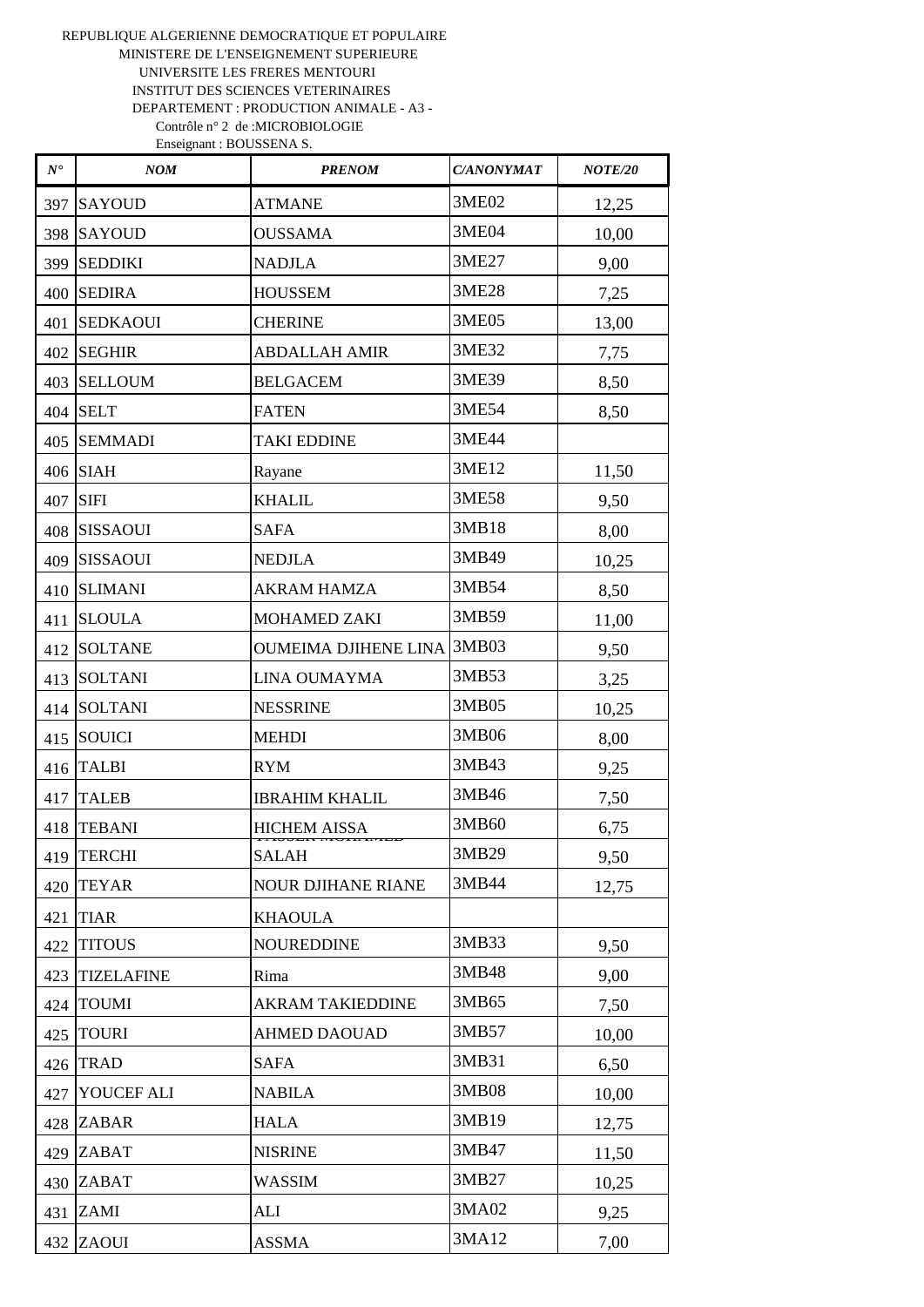REPUBLIQUE ALGERIENNE DEMOCRATIQUE ET POPULAIRE
MINISTERE DE L'ENSEIGNEMENT SUPERIEURE
UNIVERSITE LES FRERES MENTOURI
INSTITUT DES SCIENCES VETERINAIRES
DEPARTEMENT : PRODUCTION ANIMALE - A3 -
Contrôle n° 2 de :MICROBIOLOGIE
Enseignant : BOUSSENA S.

| N° | NOM | PRENOM | C/ANONYMAT | NOTE/20 |
|---|---|---|---|---|
| 397 | SAYOUD | ATMANE | 3ME02 | 12,25 |
| 398 | SAYOUD | OUSSAMA | 3ME04 | 10,00 |
| 399 | SEDDIKI | NADJLA | 3ME27 | 9,00 |
| 400 | SEDIRA | HOUSSEM | 3ME28 | 7,25 |
| 401 | SEDKAOUI | CHERINE | 3ME05 | 13,00 |
| 402 | SEGHIR | ABDALLAH AMIR | 3ME32 | 7,75 |
| 403 | SELLOUM | BELGACEM | 3ME39 | 8,50 |
| 404 | SELT | FATEN | 3ME54 | 8,50 |
| 405 | SEMMADI | TAKI EDDINE | 3ME44 | |
| 406 | SIAH | Rayane | 3ME12 | 11,50 |
| 407 | SIFI | KHALIL | 3ME58 | 9,50 |
| 408 | SISSAOUI | SAFA | 3MB18 | 8,00 |
| 409 | SISSAOUI | NEDJLA | 3MB49 | 10,25 |
| 410 | SLIMANI | AKRAM HAMZA | 3MB54 | 8,50 |
| 411 | SLOULA | MOHAMED ZAKI | 3MB59 | 11,00 |
| 412 | SOLTANE | OUMEIMA DJIHENE LINA | 3MB03 | 9,50 |
| 413 | SOLTANI | LINA OUMAYMA | 3MB53 | 3,25 |
| 414 | SOLTANI | NESSRINE | 3MB05 | 10,25 |
| 415 | SOUICI | MEHDI | 3MB06 | 8,00 |
| 416 | TALBI | RYM | 3MB43 | 9,25 |
| 417 | TALEB | IBRAHIM KHALIL | 3MB46 | 7,50 |
| 418 | TEBANI | HICHEM AISSA | 3MB60 | 6,75 |
| 419 | TERCHI | TAOUFIK MOHAMED SALAH | 3MB29 | 9,50 |
| 420 | TEYAR | NOUR DJIHANE RIANE | 3MB44 | 12,75 |
| 421 | TIAR | KHAOULA | | |
| 422 | TITOUS | NOUREDDINE | 3MB33 | 9,50 |
| 423 | TIZELAFINE | Rima | 3MB48 | 9,00 |
| 424 | TOUMI | AKRAM TAKIEDDINE | 3MB65 | 7,50 |
| 425 | TOURI | AHMED DAOUAD | 3MB57 | 10,00 |
| 426 | TRAD | SAFA | 3MB31 | 6,50 |
| 427 | YOUCEF ALI | NABILA | 3MB08 | 10,00 |
| 428 | ZABAR | HALA | 3MB19 | 12,75 |
| 429 | ZABAT | NISRINE | 3MB47 | 11,50 |
| 430 | ZABAT | WASSIM | 3MB27 | 10,25 |
| 431 | ZAMI | ALI | 3MA02 | 9,25 |
| 432 | ZAOUI | ASSMA | 3MA12 | 7,00 |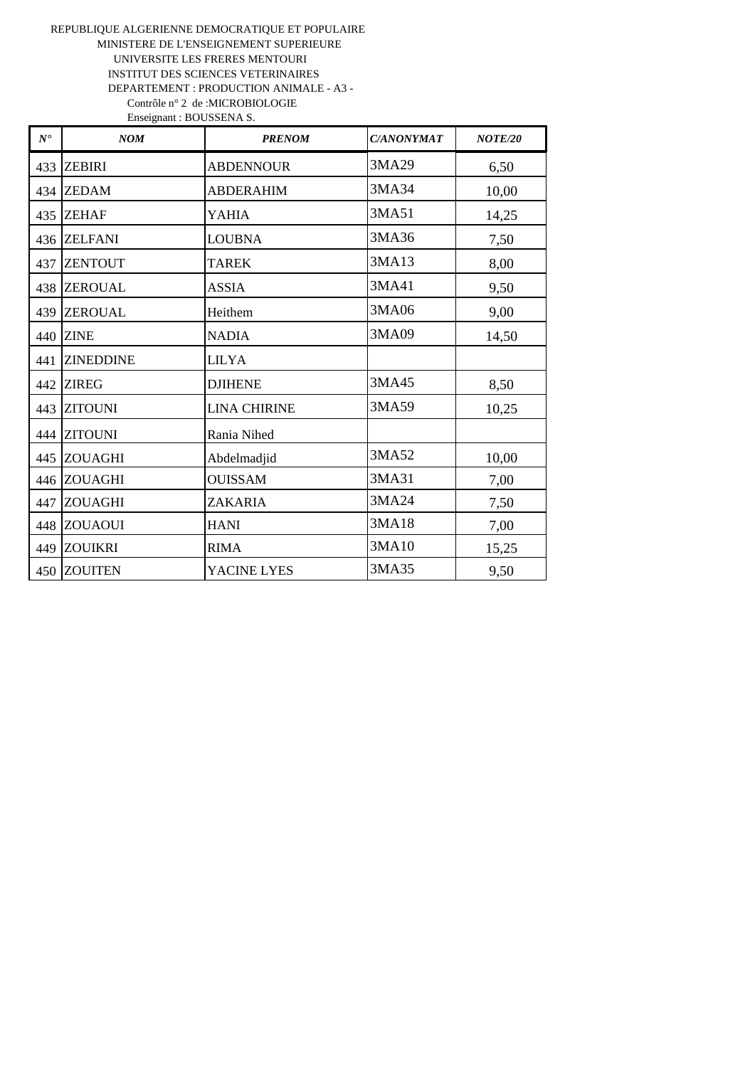REPUBLIQUE ALGERIENNE DEMOCRATIQUE ET POPULAIRE
MINISTERE DE L'ENSEIGNEMENT SUPERIEURE
UNIVERSITE LES FRERES MENTOURI
INSTITUT DES SCIENCES VETERINAIRES
DEPARTEMENT : PRODUCTION ANIMALE - A3 -
Contrôle n° 2 de :MICROBIOLOGIE
Enseignant : BOUSSENA S.

| *N°* | *NOM* | *PRENOM* | *C/ANONYMAT* | *NOTE/20* |
|---|---|---|---|---|
| 433 | ZEBIRI | ABDENNOUR | 3MA29 | 6,50 |
| 434 | ZEDAM | ABDERAHIM | 3MA34 | 10,00 |
| 435 | ZEHAF | YAHIA | 3MA51 | 14,25 |
| 436 | ZELFANI | LOUBNA | 3MA36 | 7,50 |
| 437 | ZENTOUT | TAREK | 3MA13 | 8,00 |
| 438 | ZEROUAL | ASSIA | 3MA41 | 9,50 |
| 439 | ZEROUAL | Heithem | 3MA06 | 9,00 |
| 440 | ZINE | NADIA | 3MA09 | 14,50 |
| 441 | ZINEDDINE | LILYA | | |
| 442 | ZIREG | DJIHENE | 3MA45 | 8,50 |
| 443 | ZITOUNI | LINA CHIRINE | 3MA59 | 10,25 |
| 444 | ZITOUNI | Rania Nihed | | |
| 445 | ZOUAGHI | Abdelmadjid | 3MA52 | 10,00 |
| 446 | ZOUAGHI | OUISSAM | 3MA31 | 7,00 |
| 447 | ZOUAGHI | ZAKARIA | 3MA24 | 7,50 |
| 448 | ZOUAOUI | HANI | 3MA18 | 7,00 |
| 449 | ZOUIKRI | RIMA | 3MA10 | 15,25 |
| 450 | ZOUITEN | YACINE LYES | 3MA35 | 9,50 |